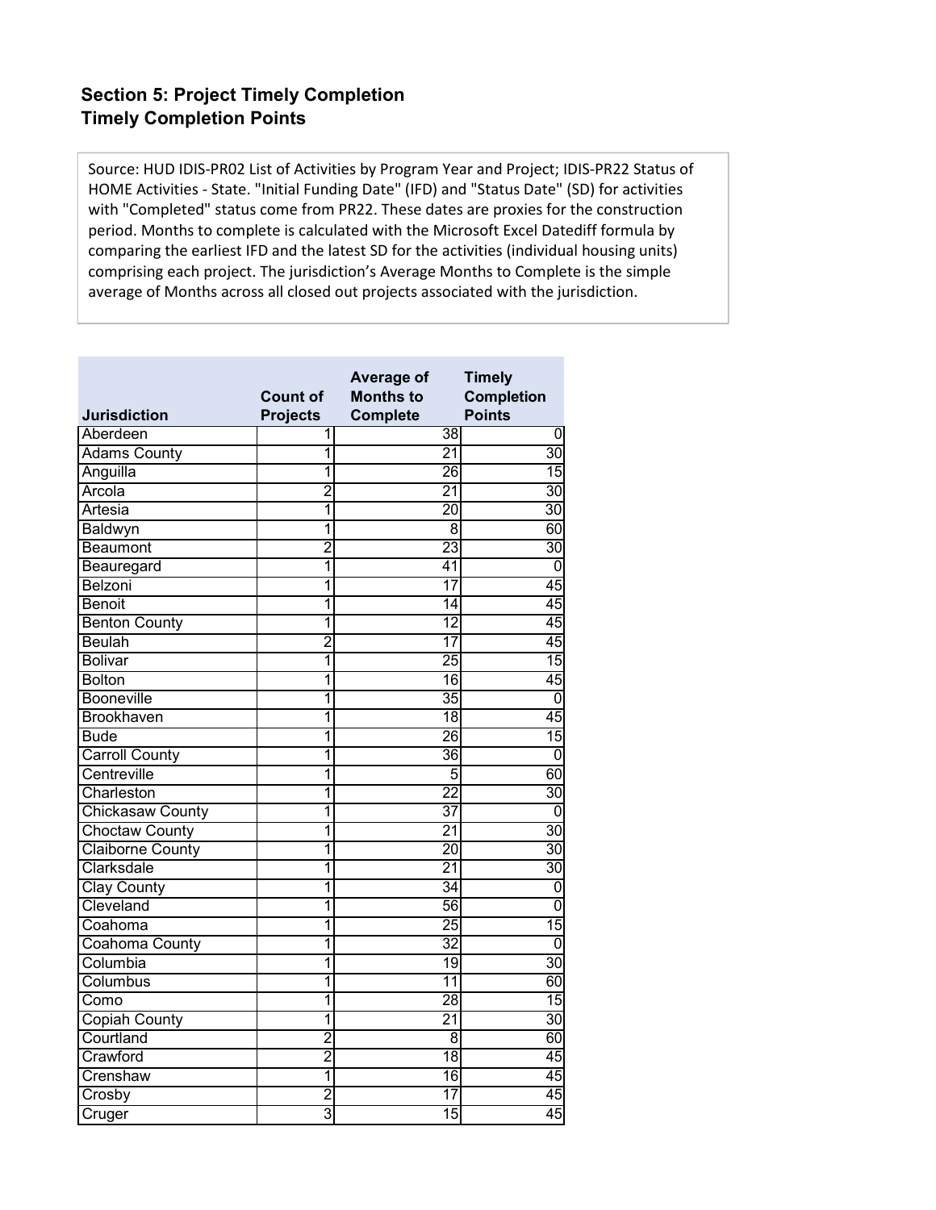## Section 5: Project Timely Completion
## Timely Completion Points

Source: HUD IDIS-PR02 List of Activities by Program Year and Project; IDIS-PR22 Status of HOME Activities - State. "Initial Funding Date" (IFD) and "Status Date" (SD) for activities with "Completed" status come from PR22. These dates are proxies for the construction period. Months to complete is calculated with the Microsoft Excel Datediff formula by comparing the earliest IFD and the latest SD for the activities (individual housing units) comprising each project. The jurisdiction's Average Months to Complete is the simple average of Months across all closed out projects associated with the jurisdiction.

| Jurisdiction | Count of Projects | Average of Months to Complete | Timely Completion Points |
|---|---|---|---|
| Aberdeen | 1 | 38 | 0 |
| Adams County | 1 | 21 | 30 |
| Anguilla | 1 | 26 | 15 |
| Arcola | 2 | 21 | 30 |
| Artesia | 1 | 20 | 30 |
| Baldwyn | 1 | 8 | 60 |
| Beaumont | 2 | 23 | 30 |
| Beauregard | 1 | 41 | 0 |
| Belzoni | 1 | 17 | 45 |
| Benoit | 1 | 14 | 45 |
| Benton County | 1 | 12 | 45 |
| Beulah | 2 | 17 | 45 |
| Bolivar | 1 | 25 | 15 |
| Bolton | 1 | 16 | 45 |
| Booneville | 1 | 35 | 0 |
| Brookhaven | 1 | 18 | 45 |
| Bude | 1 | 26 | 15 |
| Carroll County | 1 | 36 | 0 |
| Centreville | 1 | 5 | 60 |
| Charleston | 1 | 22 | 30 |
| Chickasaw County | 1 | 37 | 0 |
| Choctaw County | 1 | 21 | 30 |
| Claiborne County | 1 | 20 | 30 |
| Clarksdale | 1 | 21 | 30 |
| Clay County | 1 | 34 | 0 |
| Cleveland | 1 | 56 | 0 |
| Coahoma | 1 | 25 | 15 |
| Coahoma County | 1 | 32 | 0 |
| Columbia | 1 | 19 | 30 |
| Columbus | 1 | 11 | 60 |
| Como | 1 | 28 | 15 |
| Copiah County | 1 | 21 | 30 |
| Courtland | 2 | 8 | 60 |
| Crawford | 2 | 18 | 45 |
| Crenshaw | 1 | 16 | 45 |
| Crosby | 2 | 17 | 45 |
| Cruger | 3 | 15 | 45 |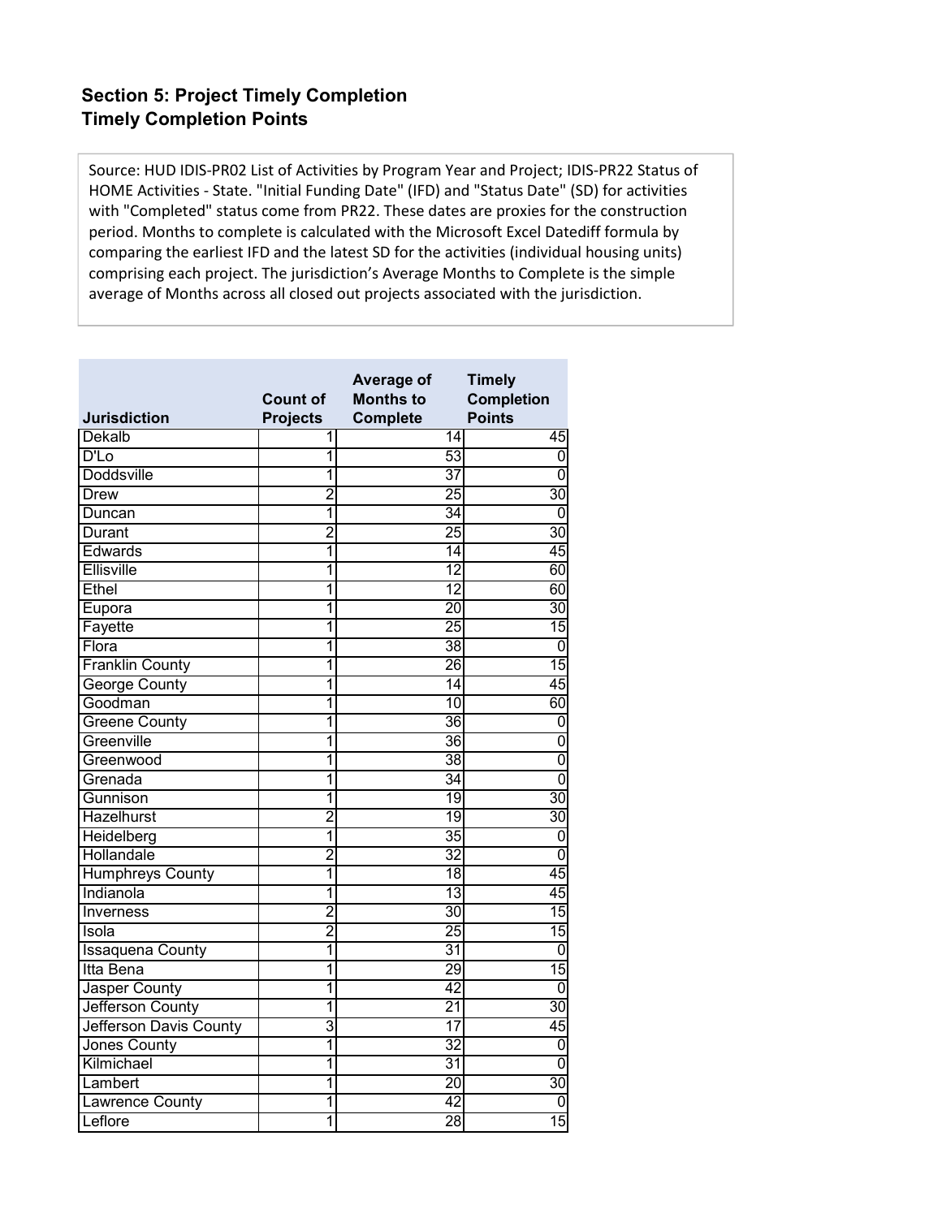### Section 5: Project Timely Completion
### Timely Completion Points

Source: HUD IDIS-PR02 List of Activities by Program Year and Project; IDIS-PR22 Status of HOME Activities - State. "Initial Funding Date" (IFD) and "Status Date" (SD) for activities with "Completed" status come from PR22. These dates are proxies for the construction period. Months to complete is calculated with the Microsoft Excel Datediff formula by comparing the earliest IFD and the latest SD for the activities (individual housing units) comprising each project. The jurisdiction's Average Months to Complete is the simple average of Months across all closed out projects associated with the jurisdiction.

| Jurisdiction | Count of Projects | Average of Months to Complete | Timely Completion Points |
|---|---|---|---|
| Dekalb | 1 | 14 | 45 |
| D'Lo | 1 | 53 | 0 |
| Doddsville | 1 | 37 | 0 |
| Drew | 2 | 25 | 30 |
| Duncan | 1 | 34 | 0 |
| Durant | 2 | 25 | 30 |
| Edwards | 1 | 14 | 45 |
| Ellisville | 1 | 12 | 60 |
| Ethel | 1 | 12 | 60 |
| Eupora | 1 | 20 | 30 |
| Fayette | 1 | 25 | 15 |
| Flora | 1 | 38 | 0 |
| Franklin County | 1 | 26 | 15 |
| George County | 1 | 14 | 45 |
| Goodman | 1 | 10 | 60 |
| Greene County | 1 | 36 | 0 |
| Greenville | 1 | 36 | 0 |
| Greenwood | 1 | 38 | 0 |
| Grenada | 1 | 34 | 0 |
| Gunnison | 1 | 19 | 30 |
| Hazelhurst | 2 | 19 | 30 |
| Heidelberg | 1 | 35 | 0 |
| Hollandale | 2 | 32 | 0 |
| Humphreys County | 1 | 18 | 45 |
| Indianola | 1 | 13 | 45 |
| Inverness | 2 | 30 | 15 |
| Isola | 2 | 25 | 15 |
| Issaquena County | 1 | 31 | 0 |
| Itta Bena | 1 | 29 | 15 |
| Jasper County | 1 | 42 | 0 |
| Jefferson County | 1 | 21 | 30 |
| Jefferson Davis County | 3 | 17 | 45 |
| Jones County | 1 | 32 | 0 |
| Kilmichael | 1 | 31 | 0 |
| Lambert | 1 | 20 | 30 |
| Lawrence County | 1 | 42 | 0 |
| Leflore | 1 | 28 | 15 |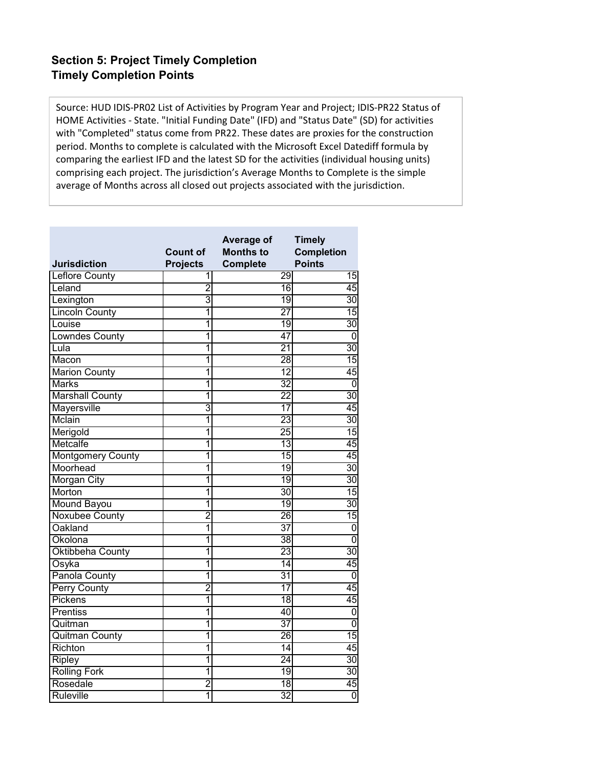## Section 5: Project Timely Completion
## Timely Completion Points

Source: HUD IDIS-PR02 List of Activities by Program Year and Project; IDIS-PR22 Status of HOME Activities - State. "Initial Funding Date" (IFD) and "Status Date" (SD) for activities with "Completed" status come from PR22. These dates are proxies for the construction period. Months to complete is calculated with the Microsoft Excel Datediff formula by comparing the earliest IFD and the latest SD for the activities (individual housing units) comprising each project. The jurisdiction's Average Months to Complete is the simple average of Months across all closed out projects associated with the jurisdiction.

| Jurisdiction | Count of Projects | Average of Months to Complete | Timely Completion Points |
|---|---|---|---|
| Leflore County | 1 | 29 | 15 |
| Leland | 2 | 16 | 45 |
| Lexington | 3 | 19 | 30 |
| Lincoln County | 1 | 27 | 15 |
| Louise | 1 | 19 | 30 |
| Lowndes County | 1 | 47 | 0 |
| Lula | 1 | 21 | 30 |
| Macon | 1 | 28 | 15 |
| Marion County | 1 | 12 | 45 |
| Marks | 1 | 32 | 0 |
| Marshall County | 1 | 22 | 30 |
| Mayersville | 3 | 17 | 45 |
| Mclain | 1 | 23 | 30 |
| Merigold | 1 | 25 | 15 |
| Metcalfe | 1 | 13 | 45 |
| Montgomery County | 1 | 15 | 45 |
| Moorhead | 1 | 19 | 30 |
| Morgan City | 1 | 19 | 30 |
| Morton | 1 | 30 | 15 |
| Mound Bayou | 1 | 19 | 30 |
| Noxubee County | 2 | 26 | 15 |
| Oakland | 1 | 37 | 0 |
| Okolona | 1 | 38 | 0 |
| Oktibbeha County | 1 | 23 | 30 |
| Osyka | 1 | 14 | 45 |
| Panola County | 1 | 31 | 0 |
| Perry County | 2 | 17 | 45 |
| Pickens | 1 | 18 | 45 |
| Prentiss | 1 | 40 | 0 |
| Quitman | 1 | 37 | 0 |
| Quitman County | 1 | 26 | 15 |
| Richton | 1 | 14 | 45 |
| Ripley | 1 | 24 | 30 |
| Rolling Fork | 1 | 19 | 30 |
| Rosedale | 2 | 18 | 45 |
| Ruleville | 1 | 32 | 0 |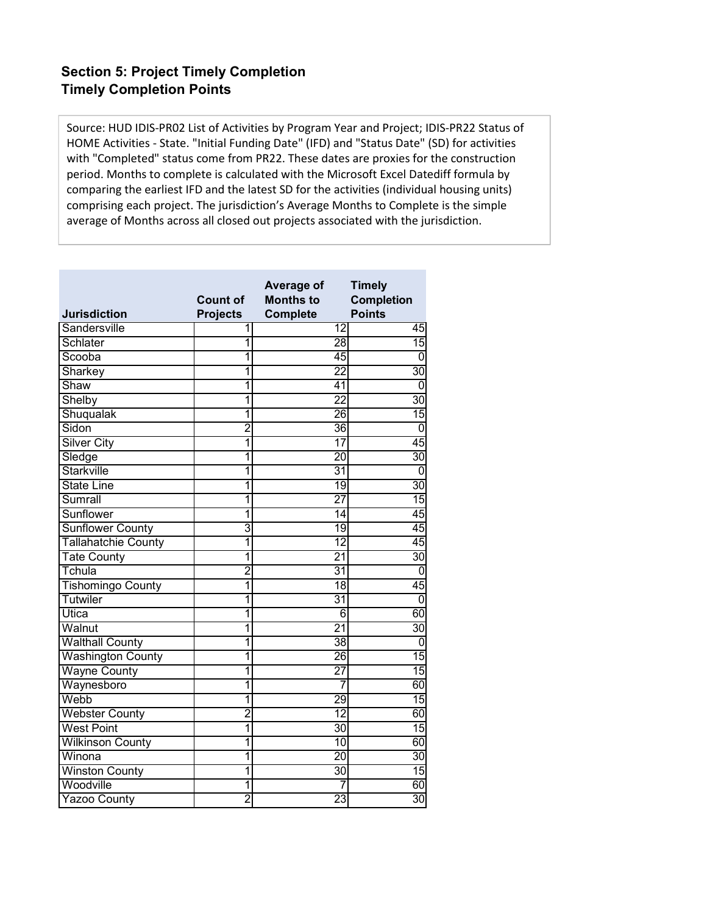## Section 5: Project Timely Completion
## Timely Completion Points

Source: HUD IDIS-PR02 List of Activities by Program Year and Project; IDIS-PR22 Status of HOME Activities - State. "Initial Funding Date" (IFD) and "Status Date" (SD) for activities with "Completed" status come from PR22. These dates are proxies for the construction period. Months to complete is calculated with the Microsoft Excel Datediff formula by comparing the earliest IFD and the latest SD for the activities (individual housing units) comprising each project. The jurisdiction's Average Months to Complete is the simple average of Months across all closed out projects associated with the jurisdiction.

| Jurisdiction | Count of Projects | Average of Months to Complete | Timely Completion Points |
|---|---|---|---|
| Sandersville | 1 | 12 | 45 |
| Schlater | 1 | 28 | 15 |
| Scooba | 1 | 45 | 0 |
| Sharkey | 1 | 22 | 30 |
| Shaw | 1 | 41 | 0 |
| Shelby | 1 | 22 | 30 |
| Shuqualak | 1 | 26 | 15 |
| Sidon | 2 | 36 | 0 |
| Silver City | 1 | 17 | 45 |
| Sledge | 1 | 20 | 30 |
| Starkville | 1 | 31 | 0 |
| State Line | 1 | 19 | 30 |
| Sumrall | 1 | 27 | 15 |
| Sunflower | 1 | 14 | 45 |
| Sunflower County | 3 | 19 | 45 |
| Tallahatchie County | 1 | 12 | 45 |
| Tate County | 1 | 21 | 30 |
| Tchula | 2 | 31 | 0 |
| Tishomingo County | 1 | 18 | 45 |
| Tutwiler | 1 | 31 | 0 |
| Utica | 1 | 6 | 60 |
| Walnut | 1 | 21 | 30 |
| Walthall County | 1 | 38 | 0 |
| Washington County | 1 | 26 | 15 |
| Wayne County | 1 | 27 | 15 |
| Waynesboro | 1 | 7 | 60 |
| Webb | 1 | 29 | 15 |
| Webster County | 2 | 12 | 60 |
| West Point | 1 | 30 | 15 |
| Wilkinson County | 1 | 10 | 60 |
| Winona | 1 | 20 | 30 |
| Winston County | 1 | 30 | 15 |
| Woodville | 1 | 7 | 60 |
| Yazoo County | 2 | 23 | 30 |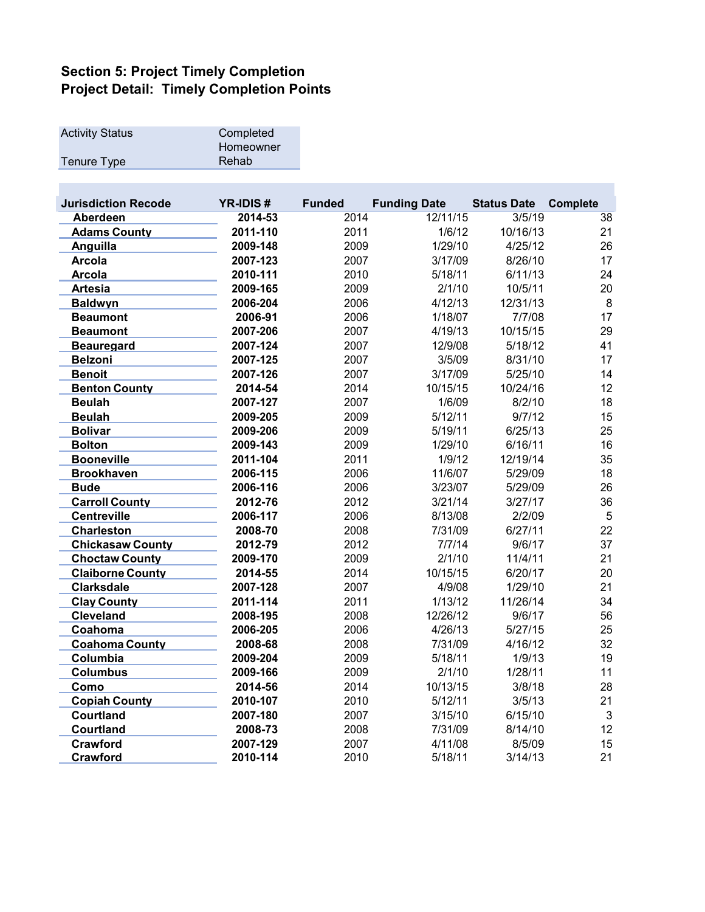## Section 5: Project Timely Completion
## Project Detail: Timely Completion Points

| | |
|---|---|
| Activity Status | Completed |
| Tenure Type | Homeowner Rehab |

| Jurisdiction Recode | YR-IDIS # | Funded | Funding Date | Status Date | Complete |
|---|---|---|---|---|---|
| **Aberdeen** | **2014-53** | 2014 | 12/11/15 | 3/5/19 | 38 |
| **Adams County** | **2011-110** | 2011 | 1/6/12 | 10/16/13 | 21 |
| **Anguilla** | **2009-148** | 2009 | 1/29/10 | 4/25/12 | 26 |
| **Arcola** | **2007-123** | 2007 | 3/17/09 | 8/26/10 | 17 |
| **Arcola** | **2010-111** | 2010 | 5/18/11 | 6/11/13 | 24 |
| **Artesia** | **2009-165** | 2009 | 2/1/10 | 10/5/11 | 20 |
| **Baldwyn** | **2006-204** | 2006 | 4/12/13 | 12/31/13 | 8 |
| **Beaumont** | **2006-91** | 2006 | 1/18/07 | 7/7/08 | 17 |
| **Beaumont** | **2007-206** | 2007 | 4/19/13 | 10/15/15 | 29 |
| **Beauregard** | **2007-124** | 2007 | 12/9/08 | 5/18/12 | 41 |
| **Belzoni** | **2007-125** | 2007 | 3/5/09 | 8/31/10 | 17 |
| **Benoit** | **2007-126** | 2007 | 3/17/09 | 5/25/10 | 14 |
| **Benton County** | **2014-54** | 2014 | 10/15/15 | 10/24/16 | 12 |
| **Beulah** | **2007-127** | 2007 | 1/6/09 | 8/2/10 | 18 |
| **Beulah** | **2009-205** | 2009 | 5/12/11 | 9/7/12 | 15 |
| **Bolivar** | **2009-206** | 2009 | 5/19/11 | 6/25/13 | 25 |
| **Bolton** | **2009-143** | 2009 | 1/29/10 | 6/16/11 | 16 |
| **Booneville** | **2011-104** | 2011 | 1/9/12 | 12/19/14 | 35 |
| **Brookhaven** | **2006-115** | 2006 | 11/6/07 | 5/29/09 | 18 |
| **Bude** | **2006-116** | 2006 | 3/23/07 | 5/29/09 | 26 |
| **Carroll County** | **2012-76** | 2012 | 3/21/14 | 3/27/17 | 36 |
| **Centreville** | **2006-117** | 2006 | 8/13/08 | 2/2/09 | 5 |
| **Charleston** | **2008-70** | 2008 | 7/31/09 | 6/27/11 | 22 |
| **Chickasaw County** | **2012-79** | 2012 | 7/7/14 | 9/6/17 | 37 |
| **Choctaw County** | **2009-170** | 2009 | 2/1/10 | 11/4/11 | 21 |
| **Claiborne County** | **2014-55** | 2014 | 10/15/15 | 6/20/17 | 20 |
| **Clarksdale** | **2007-128** | 2007 | 4/9/08 | 1/29/10 | 21 |
| **Clay County** | **2011-114** | 2011 | 1/13/12 | 11/26/14 | 34 |
| **Cleveland** | **2008-195** | 2008 | 12/26/12 | 9/6/17 | 56 |
| **Coahoma** | **2006-205** | 2006 | 4/26/13 | 5/27/15 | 25 |
| **Coahoma County** | **2008-68** | 2008 | 7/31/09 | 4/16/12 | 32 |
| **Columbia** | **2009-204** | 2009 | 5/18/11 | 1/9/13 | 19 |
| **Columbus** | **2009-166** | 2009 | 2/1/10 | 1/28/11 | 11 |
| **Como** | **2014-56** | 2014 | 10/13/15 | 3/8/18 | 28 |
| **Copiah County** | **2010-107** | 2010 | 5/12/11 | 3/5/13 | 21 |
| **Courtland** | **2007-180** | 2007 | 3/15/10 | 6/15/10 | 3 |
| **Courtland** | **2008-73** | 2008 | 7/31/09 | 8/14/10 | 12 |
| **Crawford** | **2007-129** | 2007 | 4/11/08 | 8/5/09 | 15 |
| **Crawford** | **2010-114** | 2010 | 5/18/11 | 3/14/13 | 21 |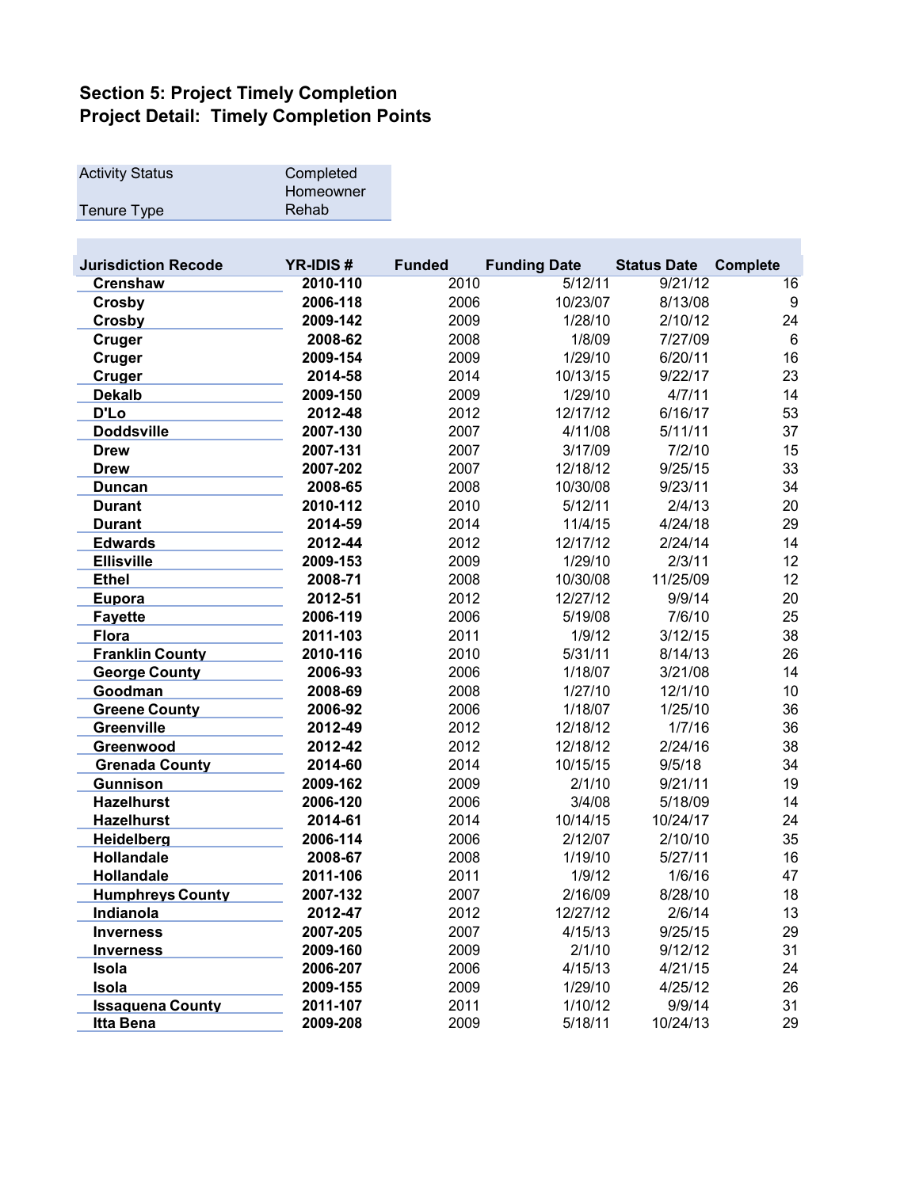## Section 5: Project Timely Completion
## Project Detail: Timely Completion Points

| | |
|---|---|
| Activity Status | Completed |
| Tenure Type | Homeowner Rehab |

| Jurisdiction Recode | YR-IDIS # | Funded | Funding Date | Status Date | Complete |
|---|---|---|---|---|---|
| Crenshaw | 2010-110 | 2010 | 5/12/11 | 9/21/12 | 16 |
| Crosby | 2006-118 | 2006 | 10/23/07 | 8/13/08 | 9 |
| Crosby | 2009-142 | 2009 | 1/28/10 | 2/10/12 | 24 |
| Cruger | 2008-62 | 2008 | 1/8/09 | 7/27/09 | 6 |
| Cruger | 2009-154 | 2009 | 1/29/10 | 6/20/11 | 16 |
| Cruger | 2014-58 | 2014 | 10/13/15 | 9/22/17 | 23 |
| Dekalb | 2009-150 | 2009 | 1/29/10 | 4/7/11 | 14 |
| D'Lo | 2012-48 | 2012 | 12/17/12 | 6/16/17 | 53 |
| Doddsville | 2007-130 | 2007 | 4/11/08 | 5/11/11 | 37 |
| Drew | 2007-131 | 2007 | 3/17/09 | 7/2/10 | 15 |
| Drew | 2007-202 | 2007 | 12/18/12 | 9/25/15 | 33 |
| Duncan | 2008-65 | 2008 | 10/30/08 | 9/23/11 | 34 |
| Durant | 2010-112 | 2010 | 5/12/11 | 2/4/13 | 20 |
| Durant | 2014-59 | 2014 | 11/4/15 | 4/24/18 | 29 |
| Edwards | 2012-44 | 2012 | 12/17/12 | 2/24/14 | 14 |
| Ellisville | 2009-153 | 2009 | 1/29/10 | 2/3/11 | 12 |
| Ethel | 2008-71 | 2008 | 10/30/08 | 11/25/09 | 12 |
| Eupora | 2012-51 | 2012 | 12/27/12 | 9/9/14 | 20 |
| Fayette | 2006-119 | 2006 | 5/19/08 | 7/6/10 | 25 |
| Flora | 2011-103 | 2011 | 1/9/12 | 3/12/15 | 38 |
| Franklin County | 2010-116 | 2010 | 5/31/11 | 8/14/13 | 26 |
| George County | 2006-93 | 2006 | 1/18/07 | 3/21/08 | 14 |
| Goodman | 2008-69 | 2008 | 1/27/10 | 12/1/10 | 10 |
| Greene County | 2006-92 | 2006 | 1/18/07 | 1/25/10 | 36 |
| Greenville | 2012-49 | 2012 | 12/18/12 | 1/7/16 | 36 |
| Greenwood | 2012-42 | 2012 | 12/18/12 | 2/24/16 | 38 |
| Grenada County | 2014-60 | 2014 | 10/15/15 | 9/5/18 | 34 |
| Gunnison | 2009-162 | 2009 | 2/1/10 | 9/21/11 | 19 |
| Hazelhurst | 2006-120 | 2006 | 3/4/08 | 5/18/09 | 14 |
| Hazelhurst | 2014-61 | 2014 | 10/14/15 | 10/24/17 | 24 |
| Heidelberg | 2006-114 | 2006 | 2/12/07 | 2/10/10 | 35 |
| Hollandale | 2008-67 | 2008 | 1/19/10 | 5/27/11 | 16 |
| Hollandale | 2011-106 | 2011 | 1/9/12 | 1/6/16 | 47 |
| Humphreys County | 2007-132 | 2007 | 2/16/09 | 8/28/10 | 18 |
| Indianola | 2012-47 | 2012 | 12/27/12 | 2/6/14 | 13 |
| Inverness | 2007-205 | 2007 | 4/15/13 | 9/25/15 | 29 |
| Inverness | 2009-160 | 2009 | 2/1/10 | 9/12/12 | 31 |
| Isola | 2006-207 | 2006 | 4/15/13 | 4/21/15 | 24 |
| Isola | 2009-155 | 2009 | 1/29/10 | 4/25/12 | 26 |
| Issaquena County | 2011-107 | 2011 | 1/10/12 | 9/9/14 | 31 |
| Itta Bena | 2009-208 | 2009 | 5/18/11 | 10/24/13 | 29 |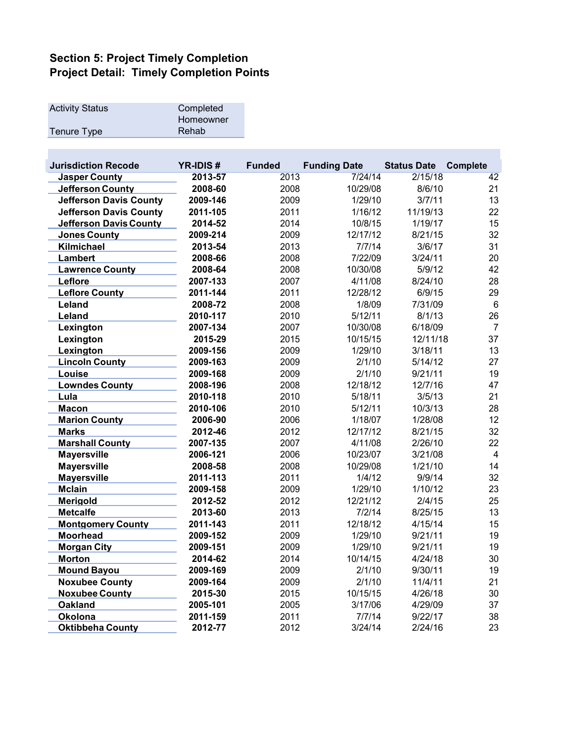**Section 5: Project Timely Completion**
**Project Detail: Timely Completion Points**

| Activity Status | Completed |
|---|---|
| Tenure Type | Homeowner Rehab |

| Jurisdiction Recode | YR-IDIS # | Funded | Funding Date | Status Date | Complete |
|---|---|---|---|---|---|
| Jasper County | 2013-57 | 2013 | 7/24/14 | 2/15/18 | 42 |
| Jefferson County | 2008-60 | 2008 | 10/29/08 | 8/6/10 | 21 |
| Jefferson Davis County | 2009-146 | 2009 | 1/29/10 | 3/7/11 | 13 |
| Jefferson Davis County | 2011-105 | 2011 | 1/16/12 | 11/19/13 | 22 |
| Jefferson Davis County | 2014-52 | 2014 | 10/8/15 | 1/19/17 | 15 |
| Jones County | 2009-214 | 2009 | 12/17/12 | 8/21/15 | 32 |
| Kilmichael | 2013-54 | 2013 | 7/7/14 | 3/6/17 | 31 |
| Lambert | 2008-66 | 2008 | 7/22/09 | 3/24/11 | 20 |
| Lawrence County | 2008-64 | 2008 | 10/30/08 | 5/9/12 | 42 |
| Leflore | 2007-133 | 2007 | 4/11/08 | 8/24/10 | 28 |
| Leflore County | 2011-144 | 2011 | 12/28/12 | 6/9/15 | 29 |
| Leland | 2008-72 | 2008 | 1/8/09 | 7/31/09 | 6 |
| Leland | 2010-117 | 2010 | 5/12/11 | 8/1/13 | 26 |
| Lexington | 2007-134 | 2007 | 10/30/08 | 6/18/09 | 7 |
| Lexington | 2015-29 | 2015 | 10/15/15 | 12/11/18 | 37 |
| Lexington | 2009-156 | 2009 | 1/29/10 | 3/18/11 | 13 |
| Lincoln County | 2009-163 | 2009 | 2/1/10 | 5/14/12 | 27 |
| Louise | 2009-168 | 2009 | 2/1/10 | 9/21/11 | 19 |
| Lowndes County | 2008-196 | 2008 | 12/18/12 | 12/7/16 | 47 |
| Lula | 2010-118 | 2010 | 5/18/11 | 3/5/13 | 21 |
| Macon | 2010-106 | 2010 | 5/12/11 | 10/3/13 | 28 |
| Marion County | 2006-90 | 2006 | 1/18/07 | 1/28/08 | 12 |
| Marks | 2012-46 | 2012 | 12/17/12 | 8/21/15 | 32 |
| Marshall County | 2007-135 | 2007 | 4/11/08 | 2/26/10 | 22 |
| Mayersville | 2006-121 | 2006 | 10/23/07 | 3/21/08 | 4 |
| Mayersville | 2008-58 | 2008 | 10/29/08 | 1/21/10 | 14 |
| Mayersville | 2011-113 | 2011 | 1/4/12 | 9/9/14 | 32 |
| Mclain | 2009-158 | 2009 | 1/29/10 | 1/10/12 | 23 |
| Merigold | 2012-52 | 2012 | 12/21/12 | 2/4/15 | 25 |
| Metcalfe | 2013-60 | 2013 | 7/2/14 | 8/25/15 | 13 |
| Montgomery County | 2011-143 | 2011 | 12/18/12 | 4/15/14 | 15 |
| Moorhead | 2009-152 | 2009 | 1/29/10 | 9/21/11 | 19 |
| Morgan City | 2009-151 | 2009 | 1/29/10 | 9/21/11 | 19 |
| Morton | 2014-62 | 2014 | 10/14/15 | 4/24/18 | 30 |
| Mound Bayou | 2009-169 | 2009 | 2/1/10 | 9/30/11 | 19 |
| Noxubee County | 2009-164 | 2009 | 2/1/10 | 11/4/11 | 21 |
| Noxubee County | 2015-30 | 2015 | 10/15/15 | 4/26/18 | 30 |
| Oakland | 2005-101 | 2005 | 3/17/06 | 4/29/09 | 37 |
| Okolona | 2011-159 | 2011 | 7/7/14 | 9/22/17 | 38 |
| Oktibbeha County | 2012-77 | 2012 | 3/24/14 | 2/24/16 | 23 |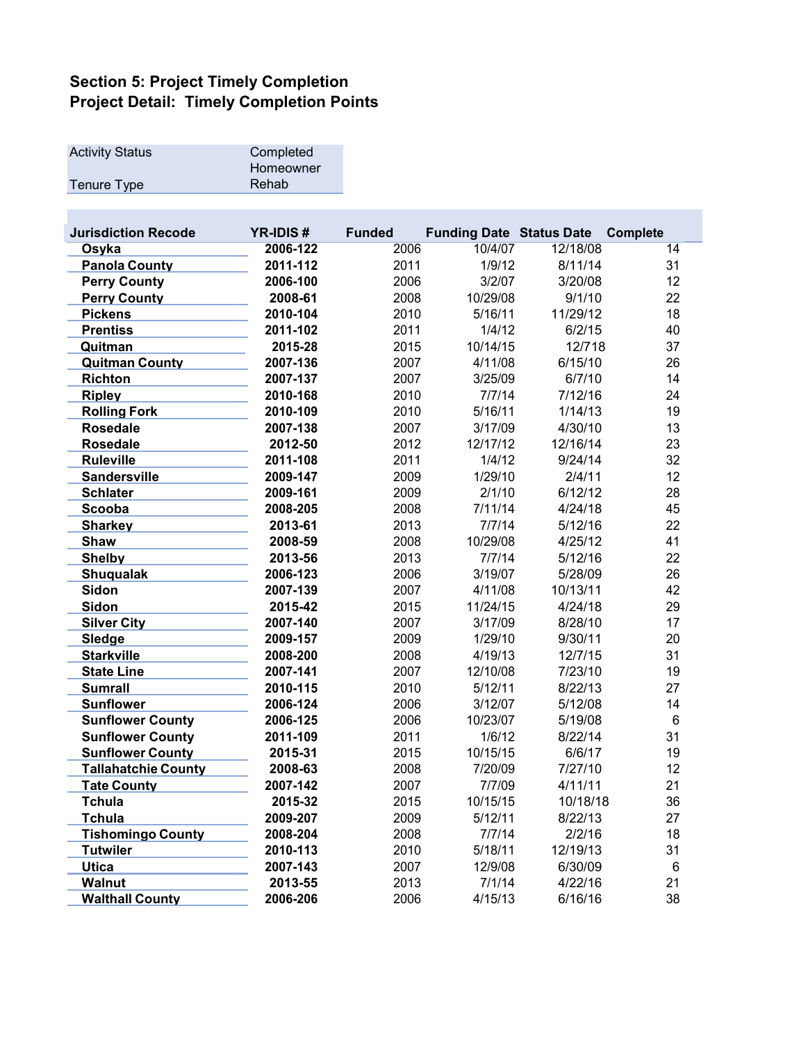## Section 5: Project Timely Completion
## Project Detail: Timely Completion Points

| Activity Status | Completed |
|---|---|
| Tenure Type | Homeowner Rehab |

| Jurisdiction Recode | YR-IDIS # | Funded | Funding Date | Status Date | Complete |
|---|---|---|---|---|---|
| Osyka | 2006-122 | 2006 | 10/4/07 | 12/18/08 | 14 |
| Panola County | 2011-112 | 2011 | 1/9/12 | 8/11/14 | 31 |
| Perry County | 2006-100 | 2006 | 3/2/07 | 3/20/08 | 12 |
| Perry County | 2008-61 | 2008 | 10/29/08 | 9/1/10 | 22 |
| Pickens | 2010-104 | 2010 | 5/16/11 | 11/29/12 | 18 |
| Prentiss | 2011-102 | 2011 | 1/4/12 | 6/2/15 | 40 |
| Quitman | 2015-28 | 2015 | 10/14/15 | 12/718 | 37 |
| Quitman County | 2007-136 | 2007 | 4/11/08 | 6/15/10 | 26 |
| Richton | 2007-137 | 2007 | 3/25/09 | 6/7/10 | 14 |
| Ripley | 2010-168 | 2010 | 7/7/14 | 7/12/16 | 24 |
| Rolling Fork | 2010-109 | 2010 | 5/16/11 | 1/14/13 | 19 |
| Rosedale | 2007-138 | 2007 | 3/17/09 | 4/30/10 | 13 |
| Rosedale | 2012-50 | 2012 | 12/17/12 | 12/16/14 | 23 |
| Ruleville | 2011-108 | 2011 | 1/4/12 | 9/24/14 | 32 |
| Sandersville | 2009-147 | 2009 | 1/29/10 | 2/4/11 | 12 |
| Schlater | 2009-161 | 2009 | 2/1/10 | 6/12/12 | 28 |
| Scooba | 2008-205 | 2008 | 7/11/14 | 4/24/18 | 45 |
| Sharkey | 2013-61 | 2013 | 7/7/14 | 5/12/16 | 22 |
| Shaw | 2008-59 | 2008 | 10/29/08 | 4/25/12 | 41 |
| Shelby | 2013-56 | 2013 | 7/7/14 | 5/12/16 | 22 |
| Shuqualak | 2006-123 | 2006 | 3/19/07 | 5/28/09 | 26 |
| Sidon | 2007-139 | 2007 | 4/11/08 | 10/13/11 | 42 |
| Sidon | 2015-42 | 2015 | 11/24/15 | 4/24/18 | 29 |
| Silver City | 2007-140 | 2007 | 3/17/09 | 8/28/10 | 17 |
| Sledge | 2009-157 | 2009 | 1/29/10 | 9/30/11 | 20 |
| Starkville | 2008-200 | 2008 | 4/19/13 | 12/7/15 | 31 |
| State Line | 2007-141 | 2007 | 12/10/08 | 7/23/10 | 19 |
| Sumrall | 2010-115 | 2010 | 5/12/11 | 8/22/13 | 27 |
| Sunflower | 2006-124 | 2006 | 3/12/07 | 5/12/08 | 14 |
| Sunflower County | 2006-125 | 2006 | 10/23/07 | 5/19/08 | 6 |
| Sunflower County | 2011-109 | 2011 | 1/6/12 | 8/22/14 | 31 |
| Sunflower County | 2015-31 | 2015 | 10/15/15 | 6/6/17 | 19 |
| Tallahatchie County | 2008-63 | 2008 | 7/20/09 | 7/27/10 | 12 |
| Tate County | 2007-142 | 2007 | 7/7/09 | 4/11/11 | 21 |
| Tchula | 2015-32 | 2015 | 10/15/15 | 10/18/18 | 36 |
| Tchula | 2009-207 | 2009 | 5/12/11 | 8/22/13 | 27 |
| Tishomingo County | 2008-204 | 2008 | 7/7/14 | 2/2/16 | 18 |
| Tutwiler | 2010-113 | 2010 | 5/18/11 | 12/19/13 | 31 |
| Utica | 2007-143 | 2007 | 12/9/08 | 6/30/09 | 6 |
| Walnut | 2013-55 | 2013 | 7/1/14 | 4/22/16 | 21 |
| Walthall County | 2006-206 | 2006 | 4/15/13 | 6/16/16 | 38 |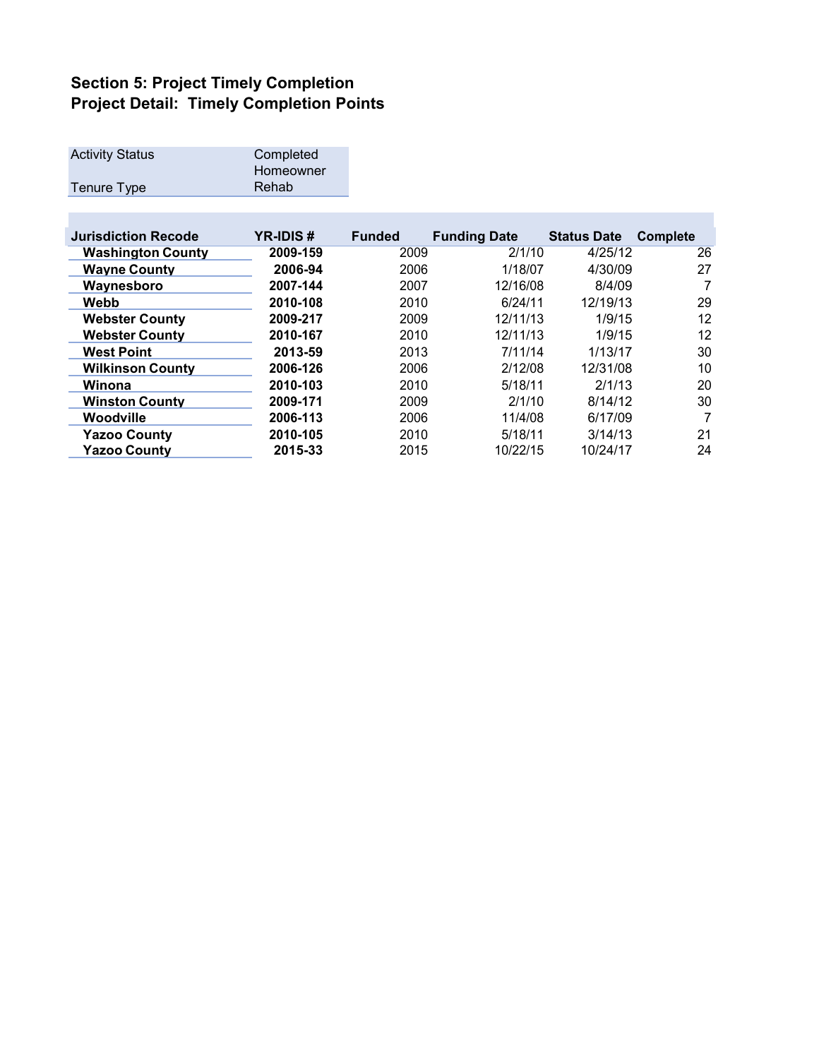## Section 5: Project Timely Completion
## Project Detail: Timely Completion Points

| | |
|---|---|
| Activity Status | Completed |
| Tenure Type | Homeowner Rehab |

| Jurisdiction Recode | YR-IDIS # | Funded | Funding Date | Status Date | Complete |
|---|---|---|---|---|---|
| **Washington County** | **2009-159** | 2009 | 2/1/10 | 4/25/12 | 26 |
| **Wayne County** | **2006-94** | 2006 | 1/18/07 | 4/30/09 | 27 |
| **Waynesboro** | **2007-144** | 2007 | 12/16/08 | 8/4/09 | 7 |
| **Webb** | **2010-108** | 2010 | 6/24/11 | 12/19/13 | 29 |
| **Webster County** | **2009-217** | 2009 | 12/11/13 | 1/9/15 | 12 |
| **Webster County** | **2010-167** | 2010 | 12/11/13 | 1/9/15 | 12 |
| **West Point** | **2013-59** | 2013 | 7/11/14 | 1/13/17 | 30 |
| **Wilkinson County** | **2006-126** | 2006 | 2/12/08 | 12/31/08 | 10 |
| **Winona** | **2010-103** | 2010 | 5/18/11 | 2/1/13 | 20 |
| **Winston County** | **2009-171** | 2009 | 2/1/10 | 8/14/12 | 30 |
| **Woodville** | **2006-113** | 2006 | 11/4/08 | 6/17/09 | 7 |
| **Yazoo County** | **2010-105** | 2010 | 5/18/11 | 3/14/13 | 21 |
| **Yazoo County** | **2015-33** | 2015 | 10/22/15 | 10/24/17 | 24 |